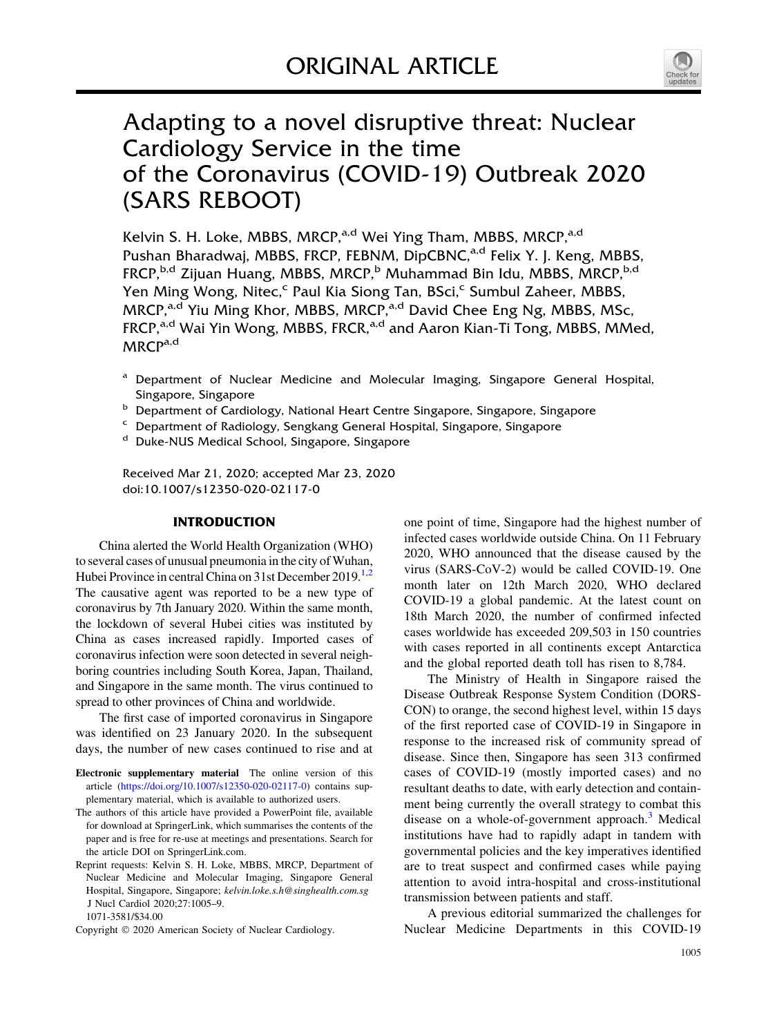ORIGINAL ARTICLE

# Adapting to a novel disruptive threat: Nuclear Cardiology Service in the time of the Coronavirus (COVID-19) Outbreak 2020 (SARS REBOOT)

Kelvin S. H. Loke, MBBS, MRCP,[a,d] Wei Ying Tham, MBBS, MRCP,[a,d] Pushan Bharadwaj, MBBS, FRCP, FEBNM, DipCBNC,[a,d] Felix Y. J. Keng, MBBS, FRCP,[b,d] Zijuan Huang, MBBS, MRCP,[b] Muhammad Bin Idu, MBBS, MRCP,[b,d] Yen Ming Wong, Nitec,[c] Paul Kia Siong Tan, BSci,[c] Sumbul Zaheer, MBBS, MRCP,[a,d] Yiu Ming Khor, MBBS, MRCP,[a,d] David Chee Eng Ng, MBBS, MSc, FRCP,[a,d] Wai Yin Wong, MBBS, FRCR,[a,d] and Aaron Kian-Ti Tong, MBBS, MMed, MRCP[a,d]

[a] Department of Nuclear Medicine and Molecular Imaging, Singapore General Hospital, Singapore, Singapore

[b] Department of Cardiology, National Heart Centre Singapore, Singapore, Singapore

[c] Department of Radiology, Sengkang General Hospital, Singapore, Singapore

[d] Duke-NUS Medical School, Singapore, Singapore

Received Mar 21, 2020; accepted Mar 23, 2020

doi:10.1007/s12350-020-02117-0

## INTRODUCTION

China alerted the World Health Organization (WHO) to several cases of unusual pneumonia in the city of Wuhan, Hubei Province in central China on 31st December 2019.[1,2] The causative agent was reported to be a new type of coronavirus by 7th January 2020. Within the same month, the lockdown of several Hubei cities was instituted by China as cases increased rapidly. Imported cases of coronavirus infection were soon detected in several neighboring countries including South Korea, Japan, Thailand, and Singapore in the same month. The virus continued to spread to other provinces of China and worldwide.

The first case of imported coronavirus in Singapore was identified on 23 January 2020. In the subsequent days, the number of new cases continued to rise and at one point of time, Singapore had the highest number of infected cases worldwide outside China. On 11 February 2020, WHO announced that the disease caused by the virus (SARS-CoV-2) would be called COVID-19. One month later on 12th March 2020, WHO declared COVID-19 a global pandemic. At the latest count on 18th March 2020, the number of confirmed infected cases worldwide has exceeded 209,503 in 150 countries with cases reported in all continents except Antarctica and the global reported death toll has risen to 8,784.

The Ministry of Health in Singapore raised the Disease Outbreak Response System Condition (DORSCON) to orange, the second highest level, within 15 days of the first reported case of COVID-19 in Singapore in response to the increased risk of community spread of disease. Since then, Singapore has seen 313 confirmed cases of COVID-19 (mostly imported cases) and no resultant deaths to date, with early detection and containment being currently the overall strategy to combat this disease on a whole-of-government approach.[3] Medical institutions have had to rapidly adapt in tandem with governmental policies and the key imperatives identified are to treat suspect and confirmed cases while paying attention to avoid intra-hospital and cross-institutional transmission between patients and staff.

A previous editorial summarized the challenges for Nuclear Medicine Departments in this COVID-19

**Electronic supplementary material** The online version of this article (https://doi.org/10.1007/s12350-020-02117-0) contains supplementary material, which is available to authorized users.

The authors of this article have provided a PowerPoint file, available for download at SpringerLink, which summarises the contents of the paper and is free for re-use at meetings and presentations. Search for the article DOI on SpringerLink.com.

Reprint requests: Kelvin S. H. Loke, MBBS, MRCP, Department of Nuclear Medicine and Molecular Imaging, Singapore General Hospital, Singapore, Singapore; *kelvin.loke.s.h@singhealth.com.sg*

1071-3581/$34.00

Copyright © 2020 American Society of Nuclear Cardiology.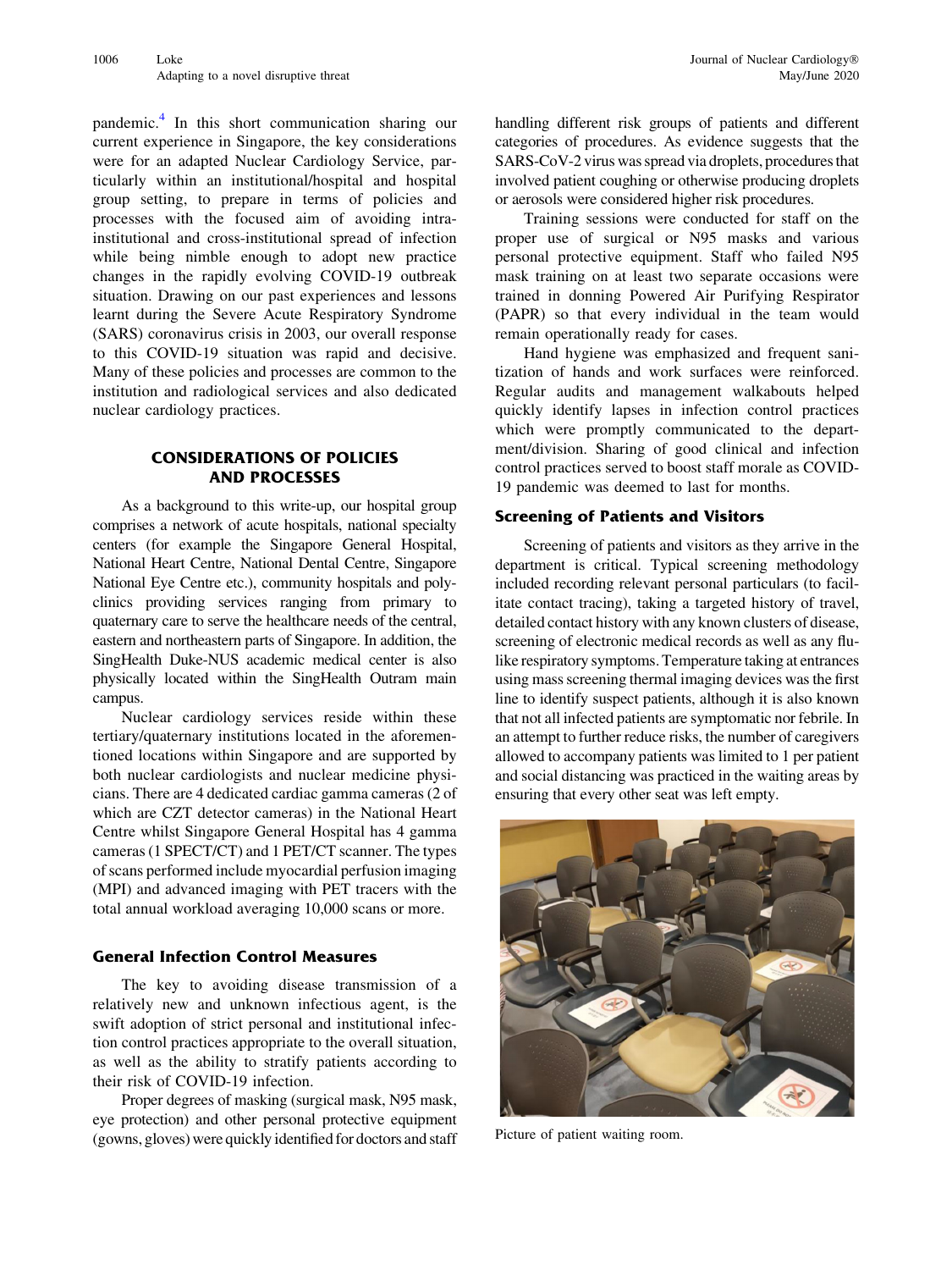pandemic.[4] In this short communication sharing our current experience in Singapore, the key considerations were for an adapted Nuclear Cardiology Service, particularly within an institutional/hospital and hospital group setting, to prepare in terms of policies and processes with the focused aim of avoiding intra-institutional and cross-institutional spread of infection while being nimble enough to adopt new practice changes in the rapidly evolving COVID-19 outbreak situation. Drawing on our past experiences and lessons learnt during the Severe Acute Respiratory Syndrome (SARS) coronavirus crisis in 2003, our overall response to this COVID-19 situation was rapid and decisive. Many of these policies and processes are common to the institution and radiological services and also dedicated nuclear cardiology practices.

## CONSIDERATIONS OF POLICIES AND PROCESSES

As a background to this write-up, our hospital group comprises a network of acute hospitals, national specialty centers (for example the Singapore General Hospital, National Heart Centre, National Dental Centre, Singapore National Eye Centre etc.), community hospitals and polyclinics providing services ranging from primary to quaternary care to serve the healthcare needs of the central, eastern and northeastern parts of Singapore. In addition, the SingHealth Duke-NUS academic medical center is also physically located within the SingHealth Outram main campus.

Nuclear cardiology services reside within these tertiary/quaternary institutions located in the aforementioned locations within Singapore and are supported by both nuclear cardiologists and nuclear medicine physicians. There are 4 dedicated cardiac gamma cameras (2 of which are CZT detector cameras) in the National Heart Centre whilst Singapore General Hospital has 4 gamma cameras (1 SPECT/CT) and 1 PET/CT scanner. The types of scans performed include myocardial perfusion imaging (MPI) and advanced imaging with PET tracers with the total annual workload averaging 10,000 scans or more.

### General Infection Control Measures

The key to avoiding disease transmission of a relatively new and unknown infectious agent, is the swift adoption of strict personal and institutional infection control practices appropriate to the overall situation, as well as the ability to stratify patients according to their risk of COVID-19 infection.

Proper degrees of masking (surgical mask, N95 mask, eye protection) and other personal protective equipment (gowns, gloves) were quickly identified for doctors and staff handling different risk groups of patients and different categories of procedures. As evidence suggests that the SARS-CoV-2 virus was spread via droplets, procedures that involved patient coughing or otherwise producing droplets or aerosols were considered higher risk procedures.

Training sessions were conducted for staff on the proper use of surgical or N95 masks and various personal protective equipment. Staff who failed N95 mask training on at least two separate occasions were trained in donning Powered Air Purifying Respirator (PAPR) so that every individual in the team would remain operationally ready for cases.

Hand hygiene was emphasized and frequent sanitization of hands and work surfaces were reinforced. Regular audits and management walkabouts helped quickly identify lapses in infection control practices which were promptly communicated to the department/division. Sharing of good clinical and infection control practices served to boost staff morale as COVID-19 pandemic was deemed to last for months.

### Screening of Patients and Visitors

Screening of patients and visitors as they arrive in the department is critical. Typical screening methodology included recording relevant personal particulars (to facilitate contact tracing), taking a targeted history of travel, detailed contact history with any known clusters of disease, screening of electronic medical records as well as any flu-like respiratory symptoms. Temperature taking at entrances using mass screening thermal imaging devices was the first line to identify suspect patients, although it is also known that not all infected patients are symptomatic nor febrile. In an attempt to further reduce risks, the number of caregivers allowed to accompany patients was limited to 1 per patient and social distancing was practiced in the waiting areas by ensuring that every other seat was left empty.

Picture of patient waiting room.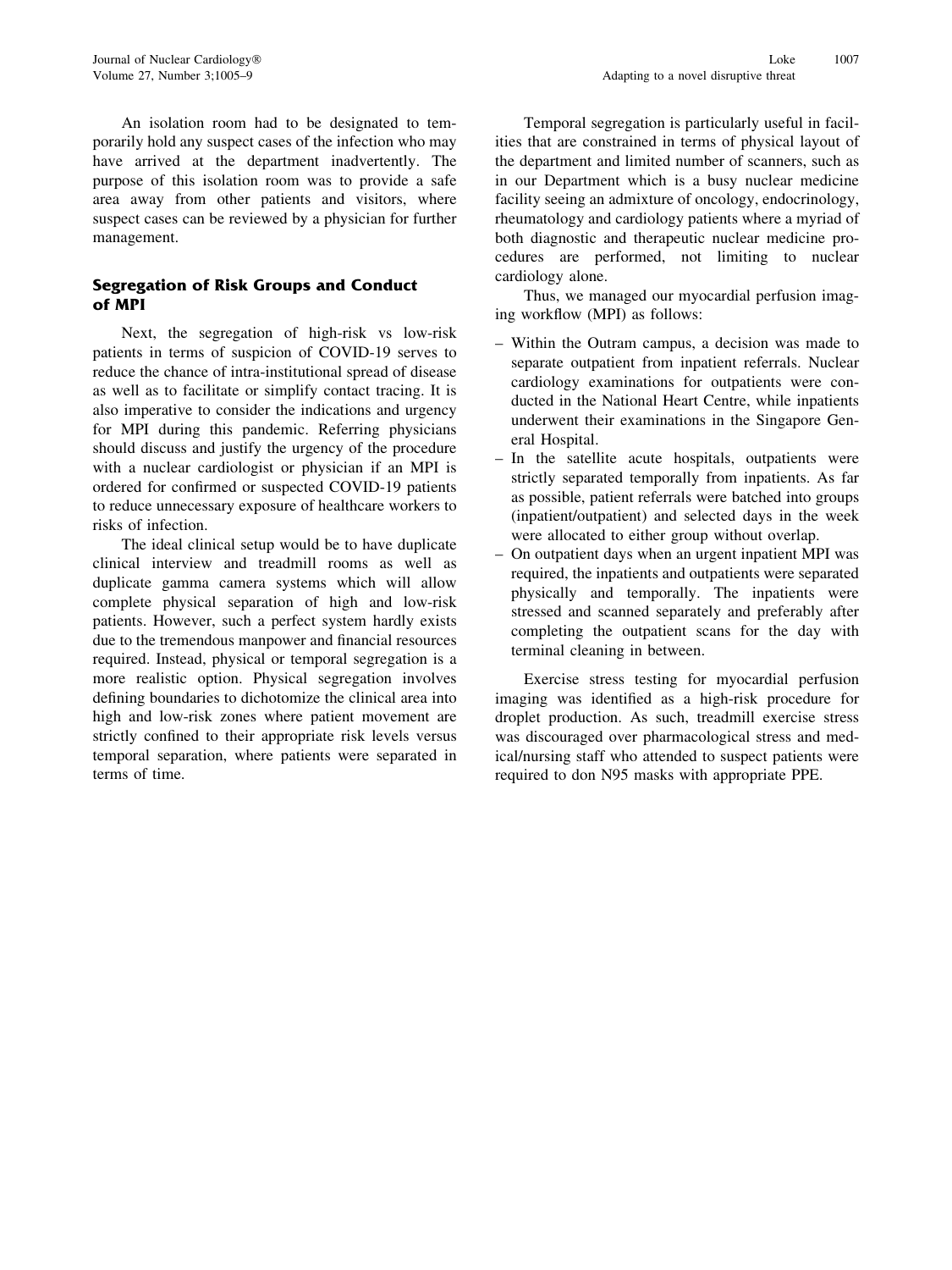An isolation room had to be designated to temporarily hold any suspect cases of the infection who may have arrived at the department inadvertently. The purpose of this isolation room was to provide a safe area away from other patients and visitors, where suspect cases can be reviewed by a physician for further management.

## Segregation of Risk Groups and Conduct of MPI

Next, the segregation of high-risk vs low-risk patients in terms of suspicion of COVID-19 serves to reduce the chance of intra-institutional spread of disease as well as to facilitate or simplify contact tracing. It is also imperative to consider the indications and urgency for MPI during this pandemic. Referring physicians should discuss and justify the urgency of the procedure with a nuclear cardiologist or physician if an MPI is ordered for confirmed or suspected COVID-19 patients to reduce unnecessary exposure of healthcare workers to risks of infection.

The ideal clinical setup would be to have duplicate clinical interview and treadmill rooms as well as duplicate gamma camera systems which will allow complete physical separation of high and low-risk patients. However, such a perfect system hardly exists due to the tremendous manpower and financial resources required. Instead, physical or temporal segregation is a more realistic option. Physical segregation involves defining boundaries to dichotomize the clinical area into high and low-risk zones where patient movement are strictly confined to their appropriate risk levels versus temporal separation, where patients were separated in terms of time.

Temporal segregation is particularly useful in facilities that are constrained in terms of physical layout of the department and limited number of scanners, such as in our Department which is a busy nuclear medicine facility seeing an admixture of oncology, endocrinology, rheumatology and cardiology patients where a myriad of both diagnostic and therapeutic nuclear medicine procedures are performed, not limiting to nuclear cardiology alone.

Thus, we managed our myocardial perfusion imaging workflow (MPI) as follows:

- Within the Outram campus, a decision was made to separate outpatient from inpatient referrals. Nuclear cardiology examinations for outpatients were conducted in the National Heart Centre, while inpatients underwent their examinations in the Singapore General Hospital.
- In the satellite acute hospitals, outpatients were strictly separated temporally from inpatients. As far as possible, patient referrals were batched into groups (inpatient/outpatient) and selected days in the week were allocated to either group without overlap.
- On outpatient days when an urgent inpatient MPI was required, the inpatients and outpatients were separated physically and temporally. The inpatients were stressed and scanned separately and preferably after completing the outpatient scans for the day with terminal cleaning in between.

Exercise stress testing for myocardial perfusion imaging was identified as a high-risk procedure for droplet production. As such, treadmill exercise stress was discouraged over pharmacological stress and medical/nursing staff who attended to suspect patients were required to don N95 masks with appropriate PPE.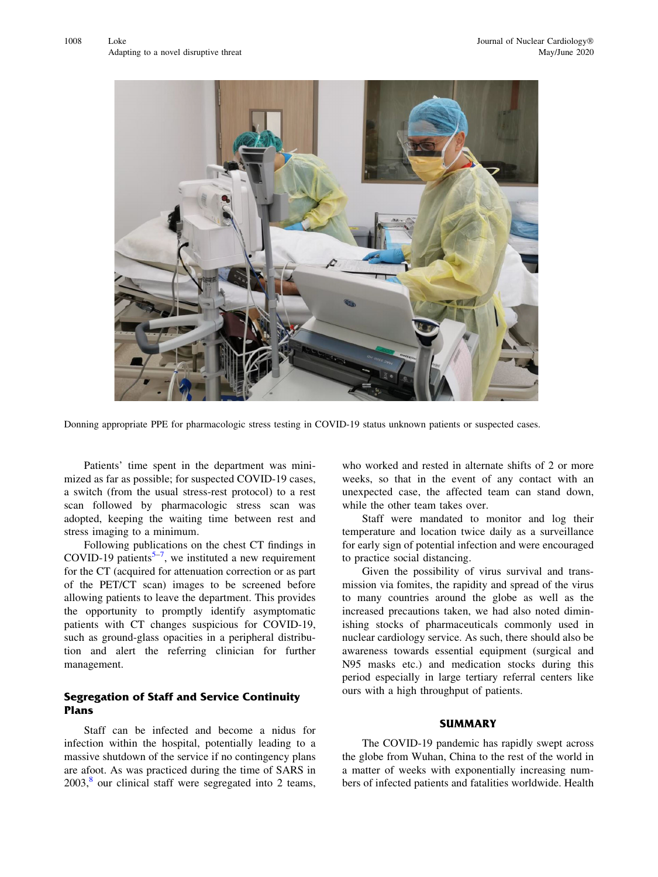Donning appropriate PPE for pharmacologic stress testing in COVID-19 status unknown patients or suspected cases.

Patients' time spent in the department was minimized as far as possible; for suspected COVID-19 cases, a switch (from the usual stress-rest protocol) to a rest scan followed by pharmacologic stress scan was adopted, keeping the waiting time between rest and stress imaging to a minimum.

Following publications on the chest CT findings in COVID-19 patients[5–7], we instituted a new requirement for the CT (acquired for attenuation correction or as part of the PET/CT scan) images to be screened before allowing patients to leave the department. This provides the opportunity to promptly identify asymptomatic patients with CT changes suspicious for COVID-19, such as ground-glass opacities in a peripheral distribution and alert the referring clinician for further management.

## Segregation of Staff and Service Continuity Plans

Staff can be infected and become a nidus for infection within the hospital, potentially leading to a massive shutdown of the service if no contingency plans are afoot. As was practiced during the time of SARS in 2003,[8] our clinical staff were segregated into 2 teams, who worked and rested in alternate shifts of 2 or more weeks, so that in the event of any contact with an unexpected case, the affected team can stand down, while the other team takes over.

Staff were mandated to monitor and log their temperature and location twice daily as a surveillance for early sign of potential infection and were encouraged to practice social distancing.

Given the possibility of virus survival and transmission via fomites, the rapidity and spread of the virus to many countries around the globe as well as the increased precautions taken, we had also noted diminishing stocks of pharmaceuticals commonly used in nuclear cardiology service. As such, there should also be awareness towards essential equipment (surgical and N95 masks etc.) and medication stocks during this period especially in large tertiary referral centers like ours with a high throughput of patients.

## SUMMARY

The COVID-19 pandemic has rapidly swept across the globe from Wuhan, China to the rest of the world in a matter of weeks with exponentially increasing numbers of infected patients and fatalities worldwide. Health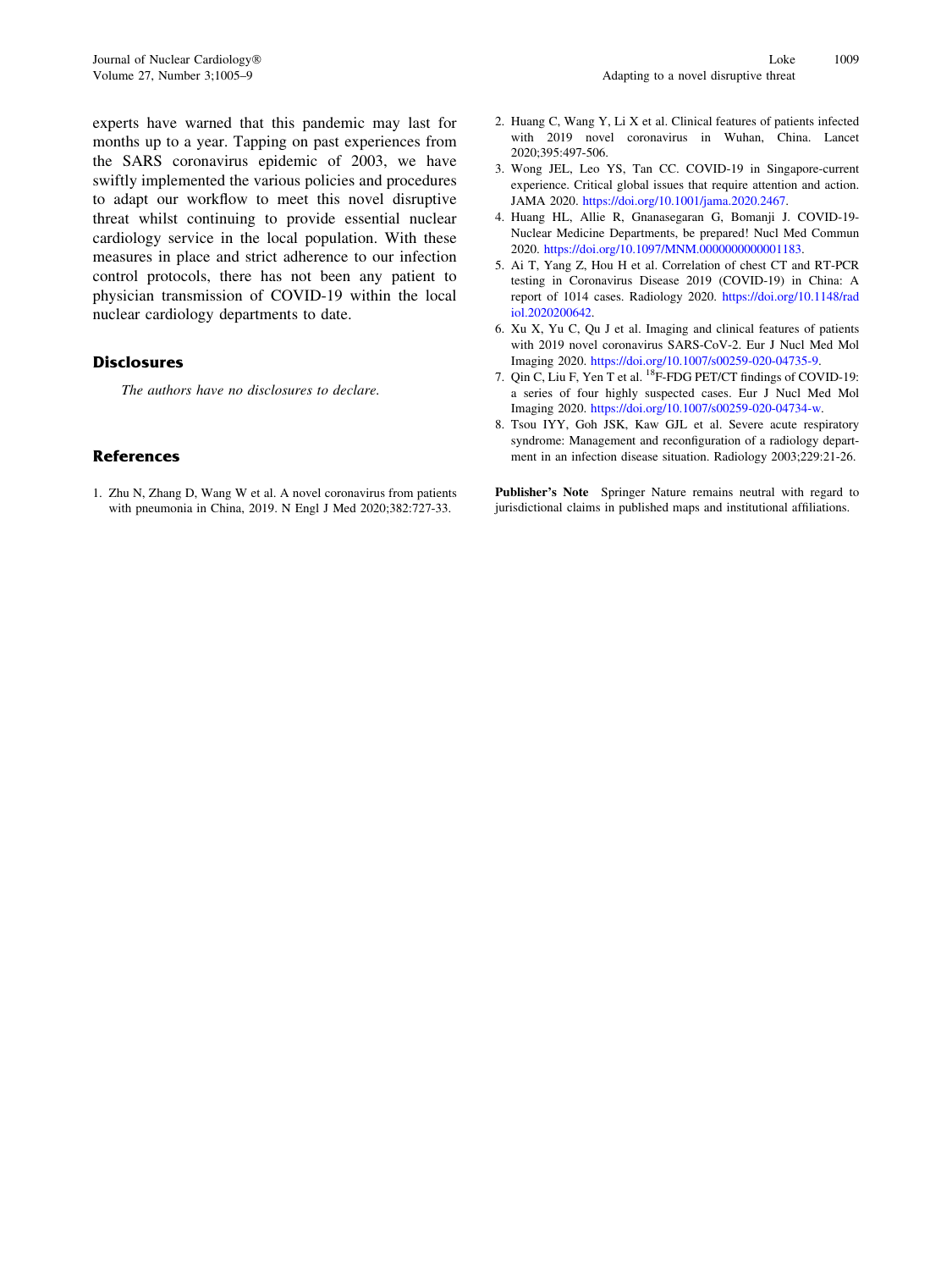experts have warned that this pandemic may last for months up to a year. Tapping on past experiences from the SARS coronavirus epidemic of 2003, we have swiftly implemented the various policies and procedures to adapt our workflow to meet this novel disruptive threat whilst continuing to provide essential nuclear cardiology service in the local population. With these measures in place and strict adherence to our infection control protocols, there has not been any patient to physician transmission of COVID-19 within the local nuclear cardiology departments to date.

## Disclosures

*The authors have no disclosures to declare.*

## References

1. Zhu N, Zhang D, Wang W et al. A novel coronavirus from patients with pneumonia in China, 2019. N Engl J Med 2020;382:727-33.
2. Huang C, Wang Y, Li X et al. Clinical features of patients infected with 2019 novel coronavirus in Wuhan, China. Lancet 2020;395:497-506.
3. Wong JEL, Leo YS, Tan CC. COVID-19 in Singapore-current experience. Critical global issues that require attention and action. JAMA 2020. https://doi.org/10.1001/jama.2020.2467.
4. Huang HL, Allie R, Gnanasegaran G, Bomanji J. COVID-19-Nuclear Medicine Departments, be prepared! Nucl Med Commun 2020. https://doi.org/10.1097/MNM.0000000000001183.
5. Ai T, Yang Z, Hou H et al. Correlation of chest CT and RT-PCR testing in Coronavirus Disease 2019 (COVID-19) in China: A report of 1014 cases. Radiology 2020. https://doi.org/10.1148/radiol.2020200642.
6. Xu X, Yu C, Qu J et al. Imaging and clinical features of patients with 2019 novel coronavirus SARS-CoV-2. Eur J Nucl Med Mol Imaging 2020. https://doi.org/10.1007/s00259-020-04735-9.
7. Qin C, Liu F, Yen T et al. $^{18}$F-FDG PET/CT findings of COVID-19: a series of four highly suspected cases. Eur J Nucl Med Mol Imaging 2020. https://doi.org/10.1007/s00259-020-04734-w.
8. Tsou IYY, Goh JSK, Kaw GJL et al. Severe acute respiratory syndrome: Management and reconfiguration of a radiology department in an infection disease situation. Radiology 2003;229:21-26.

**Publisher's Note** Springer Nature remains neutral with regard to jurisdictional claims in published maps and institutional affiliations.